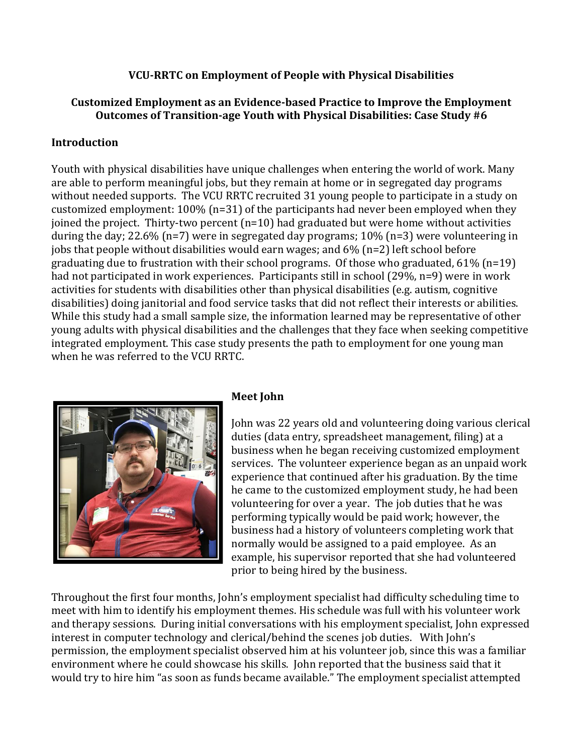**VCU-RRTC on Employment of People with Physical Disabilities**

**Customized Employment as an Evidence-based Practice to Improve the Employment Outcomes of Transition-age Youth with Physical Disabilities: Case Study #6**

## Introduction

Youth with physical disabilities have unique challenges when entering the world of work. Many are able to perform meaningful jobs, but they remain at home or in segregated day programs without needed supports. The VCU RRTC recruited 31 young people to participate in a study on customized employment: 100% (n=31) of the participants had never been employed when they joined the project. Thirty-two percent (n=10) had graduated but were home without activities during the day; 22.6% (n=7) were in segregated day programs; 10% (n=3) were volunteering in jobs that people without disabilities would earn wages; and 6% (n=2) left school before graduating due to frustration with their school programs. Of those who graduated, 61% (n=19) had not participated in work experiences. Participants still in school (29%, n=9) were in work activities for students with disabilities other than physical disabilities (e.g. autism, cognitive disabilities) doing janitorial and food service tasks that did not reflect their interests or abilities. While this study had a small sample size, the information learned may be representative of other young adults with physical disabilities and the challenges that they face when seeking competitive integrated employment. This case study presents the path to employment for one young man when he was referred to the VCU RRTC.

## Meet John

John was 22 years old and volunteering doing various clerical duties (data entry, spreadsheet management, filing) at a business when he began receiving customized employment services. The volunteer experience began as an unpaid work experience that continued after his graduation. By the time he came to the customized employment study, he had been volunteering for over a year. The job duties that he was performing typically would be paid work; however, the business had a history of volunteers completing work that normally would be assigned to a paid employee. As an example, his supervisor reported that she had volunteered prior to being hired by the business.

Throughout the first four months, John's employment specialist had difficulty scheduling time to meet with him to identify his employment themes. His schedule was full with his volunteer work and therapy sessions. During initial conversations with his employment specialist, John expressed interest in computer technology and clerical/behind the scenes job duties. With John's permission, the employment specialist observed him at his volunteer job, since this was a familiar environment where he could showcase his skills. John reported that the business said that it would try to hire him "as soon as funds became available." The employment specialist attempted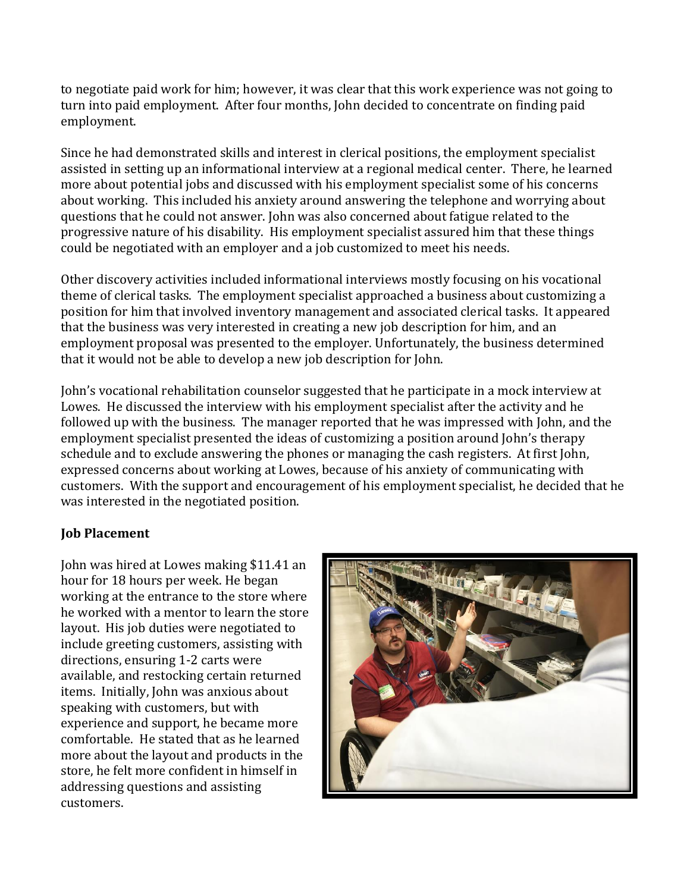to negotiate paid work for him; however, it was clear that this work experience was not going to turn into paid employment. After four months, John decided to concentrate on finding paid employment.

Since he had demonstrated skills and interest in clerical positions, the employment specialist assisted in setting up an informational interview at a regional medical center. There, he learned more about potential jobs and discussed with his employment specialist some of his concerns about working. This included his anxiety around answering the telephone and worrying about questions that he could not answer. John was also concerned about fatigue related to the progressive nature of his disability. His employment specialist assured him that these things could be negotiated with an employer and a job customized to meet his needs.

Other discovery activities included informational interviews mostly focusing on his vocational theme of clerical tasks. The employment specialist approached a business about customizing a position for him that involved inventory management and associated clerical tasks. It appeared that the business was very interested in creating a new job description for him, and an employment proposal was presented to the employer. Unfortunately, the business determined that it would not be able to develop a new job description for John.

John's vocational rehabilitation counselor suggested that he participate in a mock interview at Lowes. He discussed the interview with his employment specialist after the activity and he followed up with the business. The manager reported that he was impressed with John, and the employment specialist presented the ideas of customizing a position around John's therapy schedule and to exclude answering the phones or managing the cash registers. At first John, expressed concerns about working at Lowes, because of his anxiety of communicating with customers. With the support and encouragement of his employment specialist, he decided that he was interested in the negotiated position.

**Job Placement**

John was hired at Lowes making $11.41 an hour for 18 hours per week. He began working at the entrance to the store where he worked with a mentor to learn the store layout. His job duties were negotiated to include greeting customers, assisting with directions, ensuring 1-2 carts were available, and restocking certain returned items. Initially, John was anxious about speaking with customers, but with experience and support, he became more comfortable. He stated that as he learned more about the layout and products in the store, he felt more confident in himself in addressing questions and assisting customers.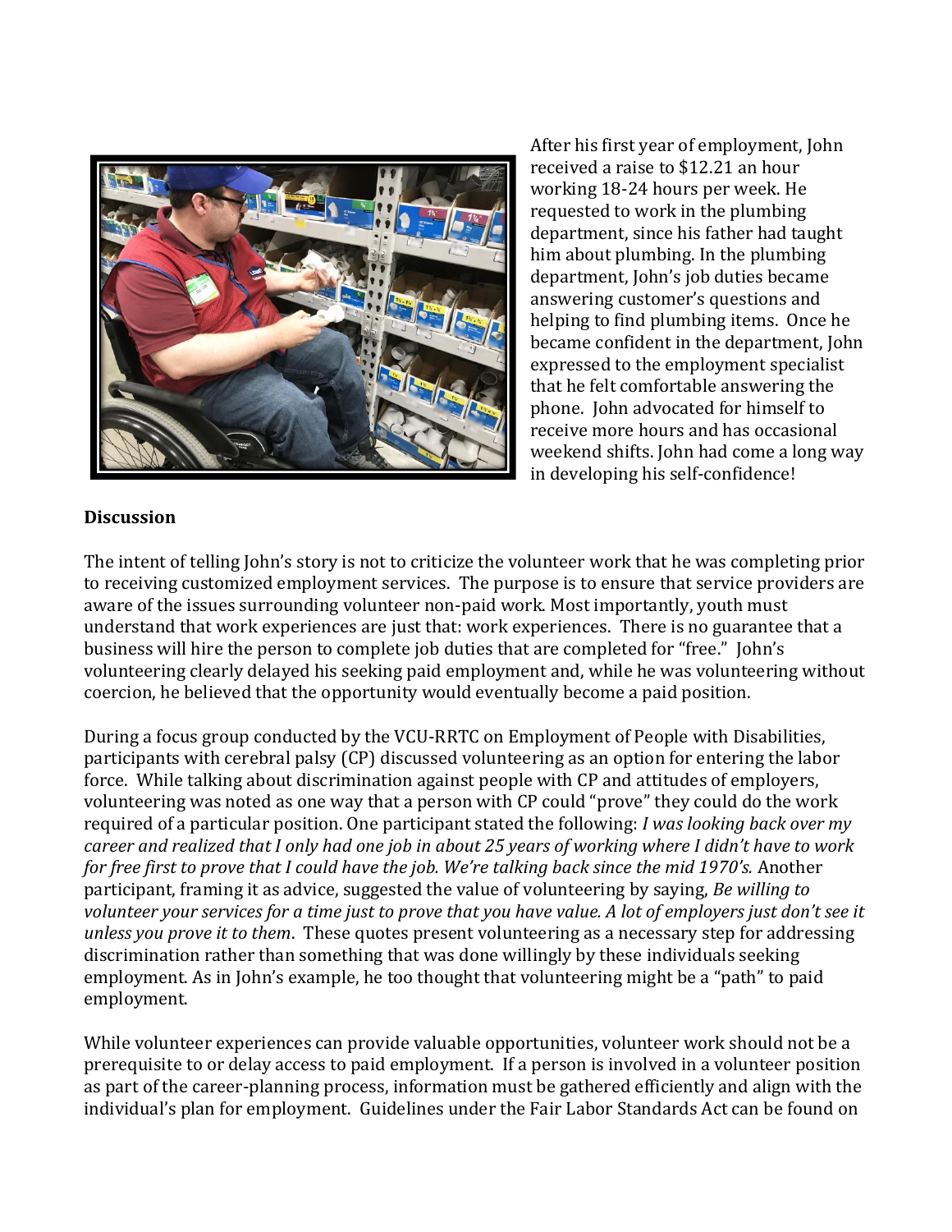After his first year of employment, John received a raise to $12.21 an hour working 18-24 hours per week. He requested to work in the plumbing department, since his father had taught him about plumbing. In the plumbing department, John's job duties became answering customer's questions and helping to find plumbing items. Once he became confident in the department, John expressed to the employment specialist that he felt comfortable answering the phone. John advocated for himself to receive more hours and has occasional weekend shifts. John had come a long way in developing his self-confidence!

**Discussion**

The intent of telling John's story is not to criticize the volunteer work that he was completing prior to receiving customized employment services. The purpose is to ensure that service providers are aware of the issues surrounding volunteer non-paid work. Most importantly, youth must understand that work experiences are just that: work experiences. There is no guarantee that a business will hire the person to complete job duties that are completed for "free." John's volunteering clearly delayed his seeking paid employment and, while he was volunteering without coercion, he believed that the opportunity would eventually become a paid position.

During a focus group conducted by the VCU-RRTC on Employment of People with Disabilities, participants with cerebral palsy (CP) discussed volunteering as an option for entering the labor force. While talking about discrimination against people with CP and attitudes of employers, volunteering was noted as one way that a person with CP could "prove" they could do the work required of a particular position. One participant stated the following: *I was looking back over my career and realized that I only had one job in about 25 years of working where I didn't have to work for free first to prove that I could have the job. We're talking back since the mid 1970's.* Another participant, framing it as advice, suggested the value of volunteering by saying, *Be willing to volunteer your services for a time just to prove that you have value. A lot of employers just don't see it unless you prove it to them*. These quotes present volunteering as a necessary step for addressing discrimination rather than something that was done willingly by these individuals seeking employment. As in John's example, he too thought that volunteering might be a "path" to paid employment.

While volunteer experiences can provide valuable opportunities, volunteer work should not be a prerequisite to or delay access to paid employment. If a person is involved in a volunteer position as part of the career-planning process, information must be gathered efficiently and align with the individual's plan for employment. Guidelines under the Fair Labor Standards Act can be found on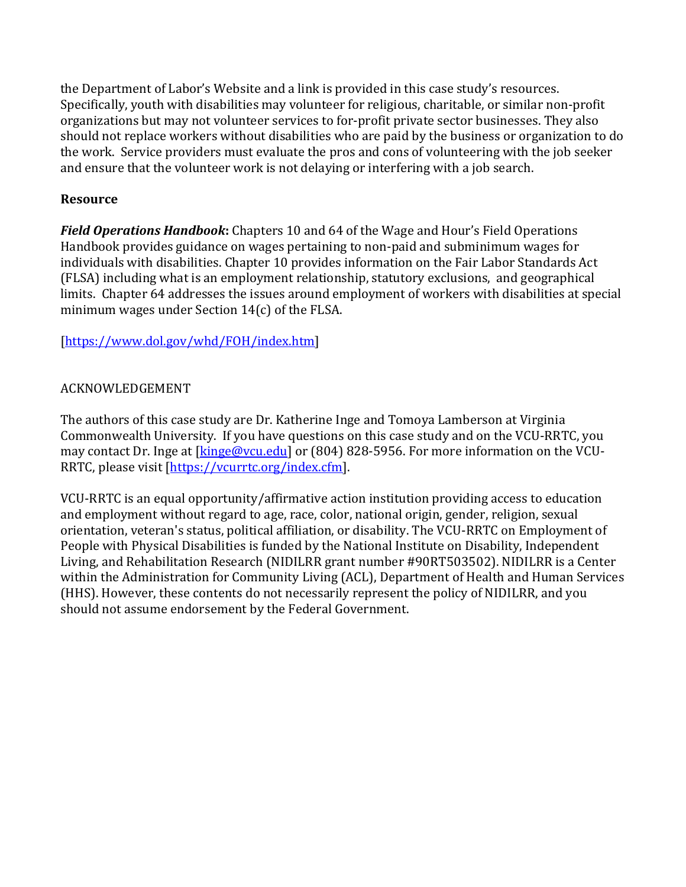the Department of Labor's Website and a link is provided in this case study's resources. Specifically, youth with disabilities may volunteer for religious, charitable, or similar non-profit organizations but may not volunteer services to for-profit private sector businesses. They also should not replace workers without disabilities who are paid by the business or organization to do the work. Service providers must evaluate the pros and cons of volunteering with the job seeker and ensure that the volunteer work is not delaying or interfering with a job search.

## Resource

***Field Operations Handbook*:** Chapters 10 and 64 of the Wage and Hour's Field Operations Handbook provides guidance on wages pertaining to non-paid and subminimum wages for individuals with disabilities. Chapter 10 provides information on the Fair Labor Standards Act (FLSA) including what is an employment relationship, statutory exclusions, and geographical limits. Chapter 64 addresses the issues around employment of workers with disabilities at special minimum wages under Section 14(c) of the FLSA.

[https://www.dol.gov/whd/FOH/index.htm]

ACKNOWLEDGEMENT

The authors of this case study are Dr. Katherine Inge and Tomoya Lamberson at Virginia Commonwealth University. If you have questions on this case study and on the VCU-RRTC, you may contact Dr. Inge at [kinge@vcu.edu] or (804) 828-5956. For more information on the VCU-RRTC, please visit [https://vcurrtc.org/index.cfm].

VCU-RRTC is an equal opportunity/affirmative action institution providing access to education and employment without regard to age, race, color, national origin, gender, religion, sexual orientation, veteran's status, political affiliation, or disability. The VCU-RRTC on Employment of People with Physical Disabilities is funded by the National Institute on Disability, Independent Living, and Rehabilitation Research (NIDILRR grant number #90RT503502). NIDILRR is a Center within the Administration for Community Living (ACL), Department of Health and Human Services (HHS). However, these contents do not necessarily represent the policy of NIDILRR, and you should not assume endorsement by the Federal Government.